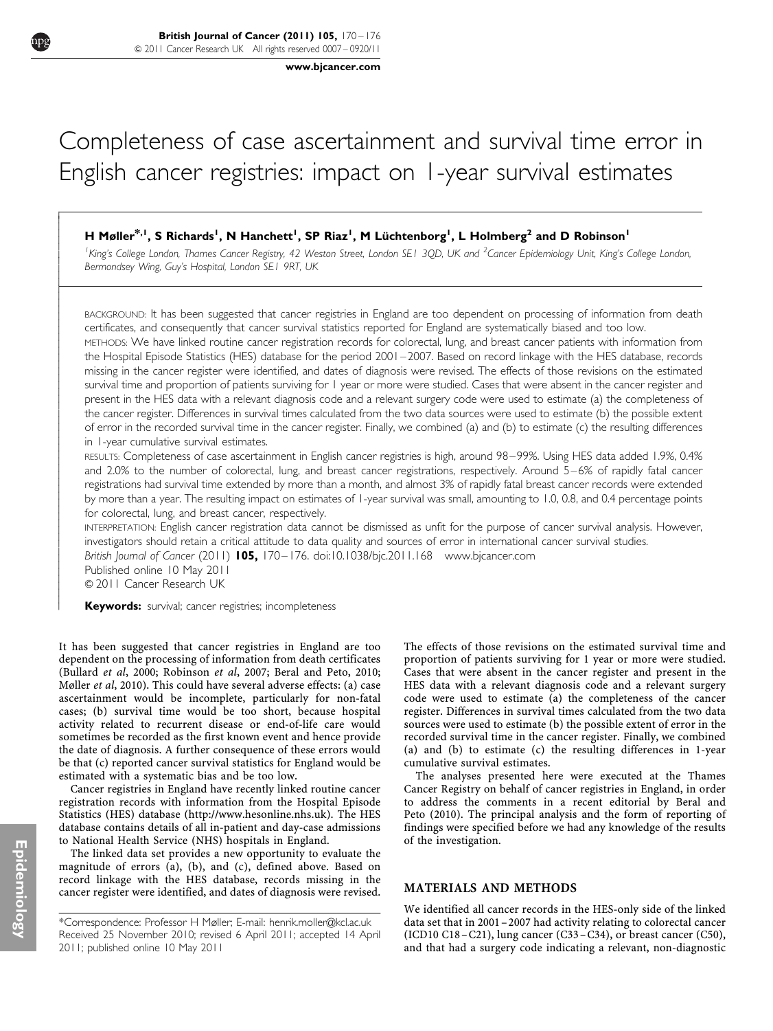# Completeness of case ascertainment and survival time error in English cancer registries: impact on 1-year survival estimates

**H Møller**[*,1], **S Richards**[1], **N Hanchett**[1], **SP Riaz**[1], **M Lüchtenborg**[1], **L Holmberg**[2] **and D Robinson**[1]

[1]*King's College London, Thames Cancer Registry, 42 Weston Street, London SE1 3QD, UK and* [2]*Cancer Epidemiology Unit, King's College London, Bermondsey Wing, Guy's Hospital, London SE1 9RT, UK*

BACKGROUND: It has been suggested that cancer registries in England are too dependent on processing of information from death certificates, and consequently that cancer survival statistics reported for England are systematically biased and too low.

METHODS: We have linked routine cancer registration records for colorectal, lung, and breast cancer patients with information from the Hospital Episode Statistics (HES) database for the period 2001–2007. Based on record linkage with the HES database, records missing in the cancer register were identified, and dates of diagnosis were revised. The effects of those revisions on the estimated survival time and proportion of patients surviving for 1 year or more were studied. Cases that were absent in the cancer register and present in the HES data with a relevant diagnosis code and a relevant surgery code were used to estimate (a) the completeness of the cancer register. Differences in survival times calculated from the two data sources were used to estimate (b) the possible extent of error in the recorded survival time in the cancer register. Finally, we combined (a) and (b) to estimate (c) the resulting differences in 1-year cumulative survival estimates.

RESULTS: Completeness of case ascertainment in English cancer registries is high, around 98–99%. Using HES data added 1.9%, 0.4% and 2.0% to the number of colorectal, lung, and breast cancer registrations, respectively. Around 5–6% of rapidly fatal cancer registrations had survival time extended by more than a month, and almost 3% of rapidly fatal breast cancer records were extended by more than a year. The resulting impact on estimates of 1-year survival was small, amounting to 1.0, 0.8, and 0.4 percentage points for colorectal, lung, and breast cancer, respectively.

INTERPRETATION: English cancer registration data cannot be dismissed as unfit for the purpose of cancer survival analysis. However, investigators should retain a critical attitude to data quality and sources of error in international cancer survival studies.

*British Journal of Cancer* (2011) **105,** 170–176. doi:10.1038/bjc.2011.168 www.bjcancer.com

Published online 10 May 2011

© 2011 Cancer Research UK

**Keywords:** survival; cancer registries; incompleteness

It has been suggested that cancer registries in England are too dependent on the processing of information from death certificates (Bullard *et al*, 2000; Robinson *et al*, 2007; Beral and Peto, 2010; Møller *et al*, 2010). This could have several adverse effects: (a) case ascertainment would be incomplete, particularly for non-fatal cases; (b) survival time would be too short, because hospital activity related to recurrent disease or end-of-life care would sometimes be recorded as the first known event and hence provide the date of diagnosis. A further consequence of these errors would be that (c) reported cancer survival statistics for England would be estimated with a systematic bias and be too low.

Cancer registries in England have recently linked routine cancer registration records with information from the Hospital Episode Statistics (HES) database (http://www.hesonline.nhs.uk). The HES database contains details of all in-patient and day-case admissions to National Health Service (NHS) hospitals in England.

The linked data set provides a new opportunity to evaluate the magnitude of errors (a), (b), and (c), defined above. Based on record linkage with the HES database, records missing in the cancer register were identified, and dates of diagnosis were revised. The effects of those revisions on the estimated survival time and proportion of patients surviving for 1 year or more were studied. Cases that were absent in the cancer register and present in the HES data with a relevant diagnosis code and a relevant surgery code were used to estimate (a) the completeness of the cancer register. Differences in survival times calculated from the two data sources were used to estimate (b) the possible extent of error in the recorded survival time in the cancer register. Finally, we combined (a) and (b) to estimate (c) the resulting differences in 1-year cumulative survival estimates.

The analyses presented here were executed at the Thames Cancer Registry on behalf of cancer registries in England, in order to address the comments in a recent editorial by Beral and Peto (2010). The principal analysis and the form of reporting of findings were specified before we had any knowledge of the results of the investigation.

## MATERIALS AND METHODS

We identified all cancer records in the HES-only side of the linked data set that in 2001–2007 had activity relating to colorectal cancer (ICD10 C18–C21), lung cancer (C33–C34), or breast cancer (C50), and that had a surgery code indicating a relevant, non-diagnostic

*Correspondence: Professor H Møller; E-mail: henrik.moller@kcl.ac.uk
Received 25 November 2010; revised 6 April 2011; accepted 14 April 2011; published online 10 May 2011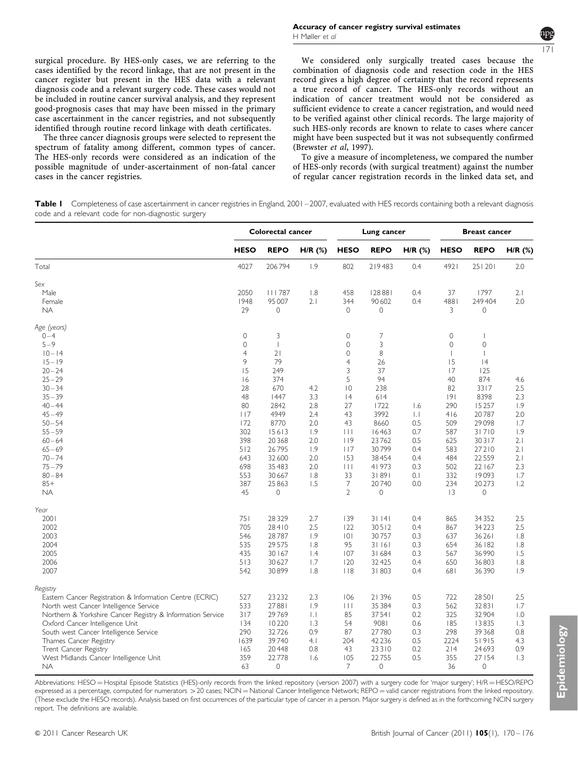surgical procedure. By HES-only cases, we are referring to the cases identified by the record linkage, that are not present in the cancer register but present in the HES data with a relevant diagnosis code and a relevant surgery code. These cases would not be included in routine cancer survival analysis, and they represent good-prognosis cases that may have been missed in the primary case ascertainment in the cancer registries, and not subsequently identified through routine record linkage with death certificates.

The three cancer diagnosis groups were selected to represent the spectrum of fatality among different, common types of cancer. The HES-only records were considered as an indication of the possible magnitude of under-ascertainment of non-fatal cancer cases in the cancer registries.

We considered only surgically treated cases because the combination of diagnosis code and resection code in the HES record gives a high degree of certainty that the record represents a true record of cancer. The HES-only records without an indication of cancer treatment would not be considered as sufficient evidence to create a cancer registration, and would need to be verified against other clinical records. The large majority of such HES-only records are known to relate to cases where cancer might have been suspected but it was not subsequently confirmed (Brewster *et al*, 1997).

To give a measure of incompleteness, we compared the number of HES-only records (with surgical treatment) against the number of regular cancer registration records in the linked data set, and

**Table 1** Completeness of case ascertainment in cancer registries in England, 2001–2007, evaluated with HES records containing both a relevant diagnosis code and a relevant code for non-diagnostic surgery

| | Colorectal cancer | | | Lung cancer | | | Breast cancer | | |
|---|---|---|---|---|---|---|---|---|---|
| | HESO | REPO | H/R (%) | HESO | REPO | H/R (%) | HESO | REPO | H/R (%) |
| Total | 4027 | 206 794 | 1.9 | 802 | 219 483 | 0.4 | 4921 | 251 201 | 2.0 |
| *Sex* | | | | | | | | | |
| Male | 2050 | 111 787 | 1.8 | 458 | 128 881 | 0.4 | 37 | 1797 | 2.1 |
| Female | 1948 | 95 007 | 2.1 | 344 | 90 602 | 0.4 | 4881 | 249 404 | 2.0 |
| NA | 29 | 0 | | 0 | 0 | | 3 | 0 | |
| *Age (years)* | | | | | | | | | |
| 0–4 | 0 | 3 | | 0 | 7 | | 0 | 1 | |
| 5–9 | 0 | 1 | | 0 | 3 | | 0 | 0 | |
| 10–14 | 4 | 21 | | 0 | 8 | | 1 | 1 | |
| 15–19 | 9 | 79 | | 4 | 26 | | 15 | 14 | |
| 20–24 | 15 | 249 | | 3 | 37 | | 17 | 125 | |
| 25–29 | 16 | 374 | | 5 | 94 | | 40 | 874 | 4.6 |
| 30–34 | 28 | 670 | 4.2 | 10 | 238 | | 82 | 3317 | 2.5 |
| 35–39 | 48 | 1447 | 3.3 | 14 | 614 | | 191 | 8398 | 2.3 |
| 40–44 | 80 | 2842 | 2.8 | 27 | 1722 | 1.6 | 290 | 15 257 | 1.9 |
| 45–49 | 117 | 4949 | 2.4 | 43 | 3992 | 1.1 | 416 | 20 787 | 2.0 |
| 50–54 | 172 | 8770 | 2.0 | 43 | 8660 | 0.5 | 509 | 29 098 | 1.7 |
| 55–59 | 302 | 15 613 | 1.9 | 111 | 16 463 | 0.7 | 587 | 31 710 | 1.9 |
| 60–64 | 398 | 20 368 | 2.0 | 119 | 23 762 | 0.5 | 625 | 30 317 | 2.1 |
| 65–69 | 512 | 26 795 | 1.9 | 117 | 30 799 | 0.4 | 583 | 27 210 | 2.1 |
| 70–74 | 643 | 32 600 | 2.0 | 153 | 38 454 | 0.4 | 484 | 22 559 | 2.1 |
| 75–79 | 698 | 35 483 | 2.0 | 111 | 41 973 | 0.3 | 502 | 22 167 | 2.3 |
| 80–84 | 553 | 30 667 | 1.8 | 33 | 31 891 | 0.1 | 332 | 19 093 | 1.7 |
| 85+ | 387 | 25 863 | 1.5 | 7 | 20 740 | 0.0 | 234 | 20 273 | 1.2 |
| NA | 45 | 0 | | 2 | 0 | | 13 | 0 | |
| *Year* | | | | | | | | | |
| 2001 | 751 | 28 329 | 2.7 | 139 | 31 141 | 0.4 | 865 | 34 352 | 2.5 |
| 2002 | 705 | 28 410 | 2.5 | 122 | 30 512 | 0.4 | 867 | 34 223 | 2.5 |
| 2003 | 546 | 28 787 | 1.9 | 101 | 30 757 | 0.3 | 637 | 36 261 | 1.8 |
| 2004 | 535 | 29 575 | 1.8 | 95 | 31 161 | 0.3 | 654 | 36 182 | 1.8 |
| 2005 | 435 | 30 167 | 1.4 | 107 | 31 684 | 0.3 | 567 | 36 990 | 1.5 |
| 2006 | 513 | 30 627 | 1.7 | 120 | 32 425 | 0.4 | 650 | 36 803 | 1.8 |
| 2007 | 542 | 30 899 | 1.8 | 118 | 31 803 | 0.4 | 681 | 36 390 | 1.9 |
| *Registry* | | | | | | | | | |
| Eastern Cancer Registration & Information Centre (ECRIC) | 527 | 23 232 | 2.3 | 106 | 21 396 | 0.5 | 722 | 28 501 | 2.5 |
| North west Cancer Intelligence Service | 533 | 27 881 | 1.9 | 111 | 35 384 | 0.3 | 562 | 32 831 | 1.7 |
| Northern & Yorkshire Cancer Registry & Information Service | 317 | 29 769 | 1.1 | 85 | 37 541 | 0.2 | 325 | 32 904 | 1.0 |
| Oxford Cancer Intelligence Unit | 134 | 10 220 | 1.3 | 54 | 9081 | 0.6 | 185 | 13 835 | 1.3 |
| South west Cancer Intelligence Service | 290 | 32 726 | 0.9 | 87 | 27 780 | 0.3 | 298 | 39 368 | 0.8 |
| Thames Cancer Registry | 1639 | 39 740 | 4.1 | 204 | 42 236 | 0.5 | 2224 | 51 915 | 4.3 |
| Trent Cancer Registry | 165 | 20 448 | 0.8 | 43 | 23 310 | 0.2 | 214 | 24 693 | 0.9 |
| West Midlands Cancer Intelligence Unit | 359 | 22 778 | 1.6 | 105 | 22 755 | 0.5 | 355 | 27 154 | 1.3 |
| NA | 63 | 0 | | 7 | 0 | | 36 | 0 | |

Abbreviations: HESO = Hospital Episode Statistics (HES)-only records from the linked repository (version 2007) with a surgery code for 'major surgery'; H/R = HESO/REPO expressed as a percentage, computed for numerators >20 cases; NCIN = National Cancer Intelligence Network; REPO = valid cancer registrations from the linked repository. (These exclude the HESO records). Analysis based on first occurrences of the particular type of cancer in a person. Major surgery is defined as in the forthcoming NCIN surgery report. The definitions are available.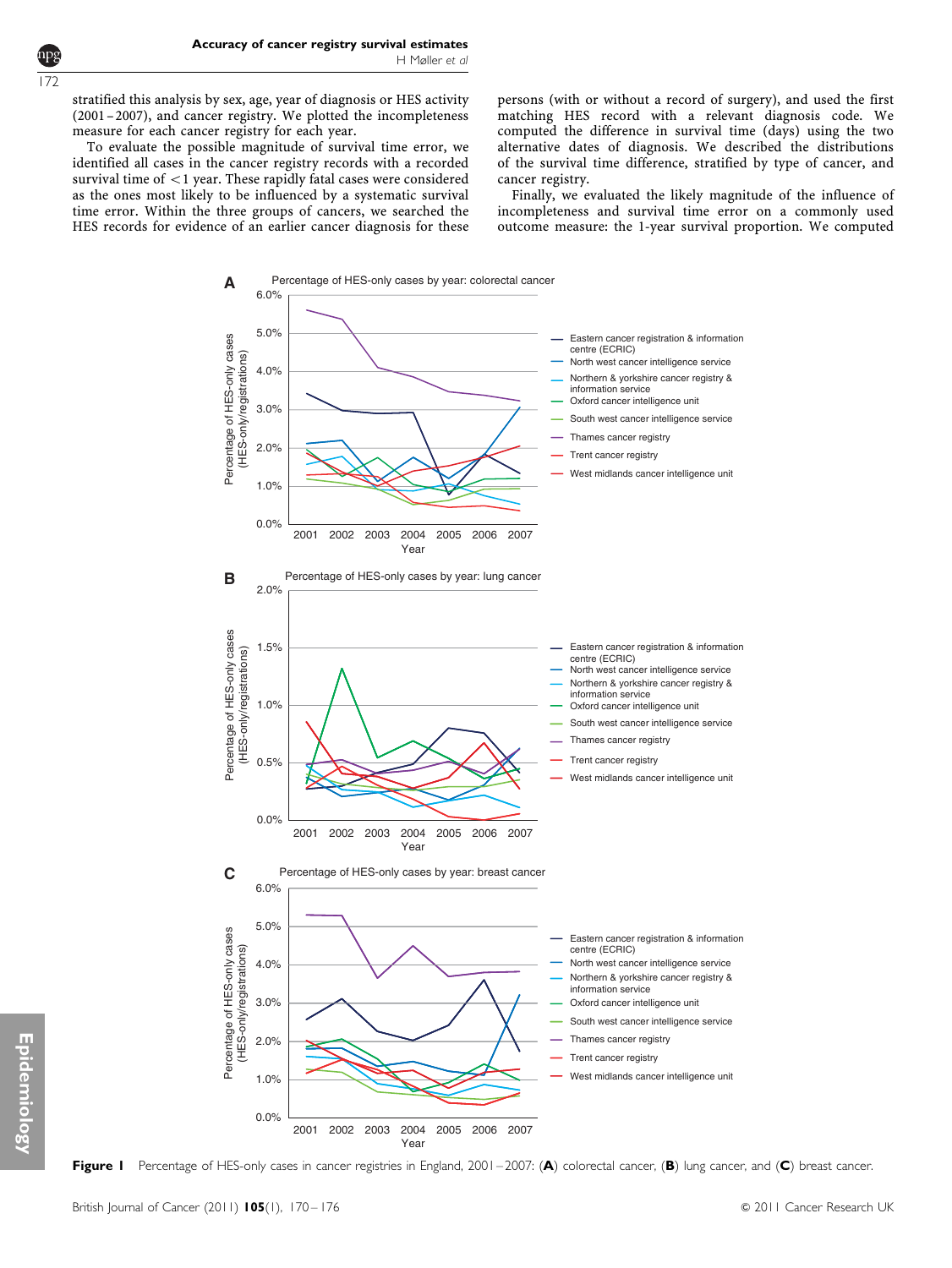stratified this analysis by sex, age, year of diagnosis or HES activity (2001–2007), and cancer registry. We plotted the incompleteness measure for each cancer registry for each year.

To evaluate the possible magnitude of survival time error, we identified all cases in the cancer registry records with a recorded survival time of <1 year. These rapidly fatal cases were considered as the ones most likely to be influenced by a systematic survival time error. Within the three groups of cancers, we searched the HES records for evidence of an earlier cancer diagnosis for these persons (with or without a record of surgery), and used the first matching HES record with a relevant diagnosis code. We computed the difference in survival time (days) using the two alternative dates of diagnosis. We described the distributions of the survival time difference, stratified by type of cancer, and cancer registry.

Finally, we evaluated the likely magnitude of the influence of incompleteness and survival time error on a commonly used outcome measure: the 1-year survival proportion. We computed

**Figure 1** Percentage of HES-only cases in cancer registries in England, 2001–2007: (**A**) colorectal cancer, (**B**) lung cancer, and (**C**) breast cancer.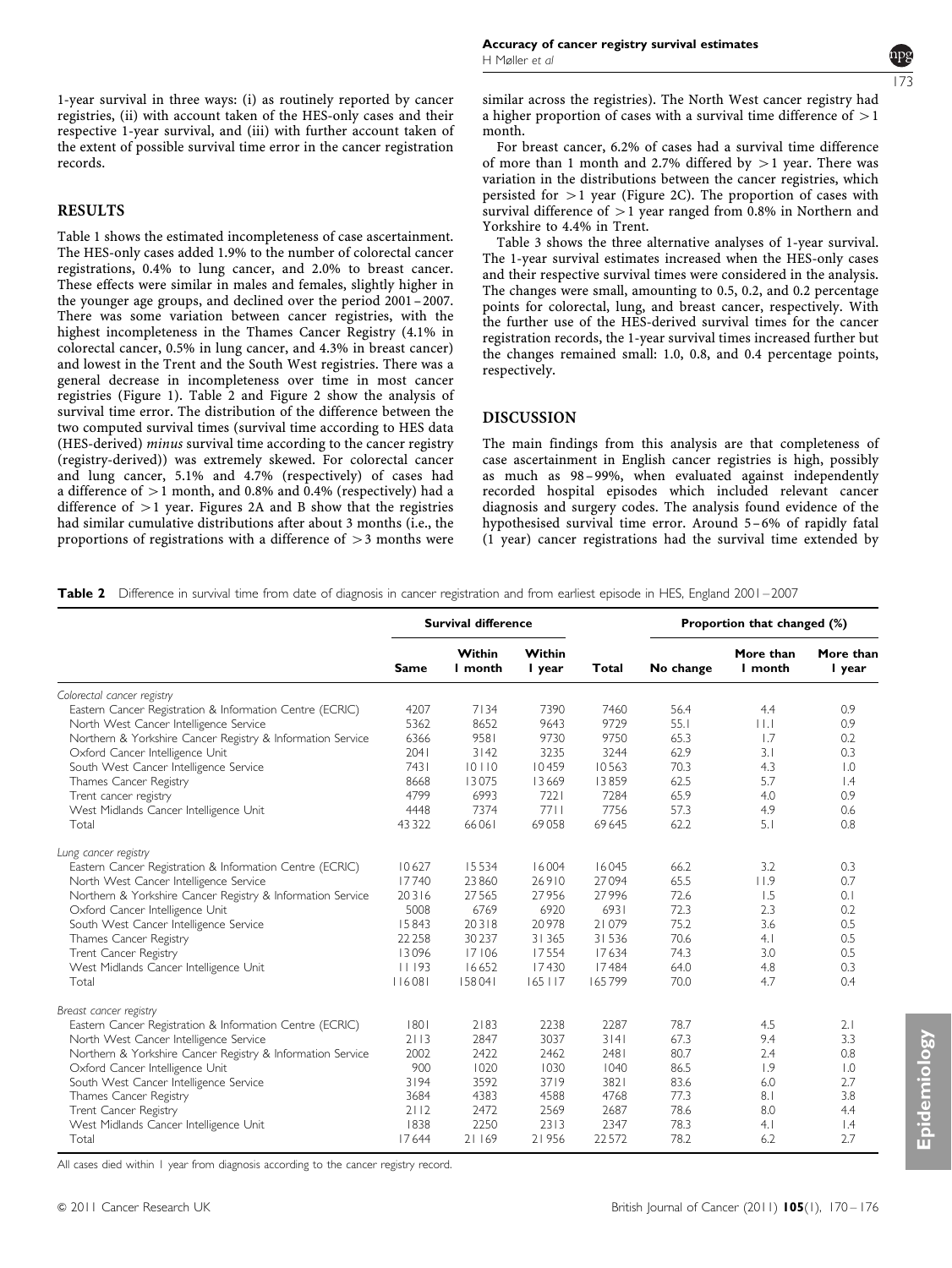1-year survival in three ways: (i) as routinely reported by cancer registries, (ii) with account taken of the HES-only cases and their respective 1-year survival, and (iii) with further account taken of the extent of possible survival time error in the cancer registration records.

## RESULTS

Table 1 shows the estimated incompleteness of case ascertainment. The HES-only cases added 1.9% to the number of colorectal cancer registrations, 0.4% to lung cancer, and 2.0% to breast cancer. These effects were similar in males and females, slightly higher in the younger age groups, and declined over the period 2001–2007. There was some variation between cancer registries, with the highest incompleteness in the Thames Cancer Registry (4.1% in colorectal cancer, 0.5% in lung cancer, and 4.3% in breast cancer) and lowest in the Trent and the South West registries. There was a general decrease in incompleteness over time in most cancer registries (Figure 1). Table 2 and Figure 2 show the analysis of survival time error. The distribution of the difference between the two computed survival times (survival time according to HES data (HES-derived) *minus* survival time according to the cancer registry (registry-derived)) was extremely skewed. For colorectal cancer and lung cancer, 5.1% and 4.7% (respectively) of cases had a difference of >1 month, and 0.8% and 0.4% (respectively) had a difference of >1 year. Figures 2A and B show that the registries had similar cumulative distributions after about 3 months (i.e., the proportions of registrations with a difference of >3 months were similar across the registries). The North West cancer registry had a higher proportion of cases with a survival time difference of >1 month.

For breast cancer, 6.2% of cases had a survival time difference of more than 1 month and 2.7% differed by >1 year. There was variation in the distributions between the cancer registries, which persisted for >1 year (Figure 2C). The proportion of cases with survival difference of >1 year ranged from 0.8% in Northern and Yorkshire to 4.4% in Trent.

Table 3 shows the three alternative analyses of 1-year survival. The 1-year survival estimates increased when the HES-only cases and their respective survival times were considered in the analysis. The changes were small, amounting to 0.5, 0.2, and 0.2 percentage points for colorectal, lung, and breast cancer, respectively. With the further use of the HES-derived survival times for the cancer registration records, the 1-year survival times increased further but the changes remained small: 1.0, 0.8, and 0.4 percentage points, respectively.

## DISCUSSION

The main findings from this analysis are that completeness of case ascertainment in English cancer registries is high, possibly as much as 98–99%, when evaluated against independently recorded hospital episodes which included relevant cancer diagnosis and surgery codes. The analysis found evidence of the hypothesised survival time error. Around 5–6% of rapidly fatal (1 year) cancer registrations had the survival time extended by

**Table 2** Difference in survival time from date of diagnosis in cancer registration and from earliest episode in HES, England 2001–2007

| | Survival difference | | | | Proportion that changed (%) | | |
|---|---|---|---|---|---|---|---|
| | Same | Within 1 month | Within 1 year | Total | No change | More than 1 month | More than 1 year |
| *Colorectal cancer registry* | | | | | | | |
| Eastern Cancer Registration & Information Centre (ECRIC) | 4207 | 7134 | 7390 | 7460 | 56.4 | 4.4 | 0.9 |
| North West Cancer Intelligence Service | 5362 | 8652 | 9643 | 9729 | 55.1 | 11.1 | 0.9 |
| Northern & Yorkshire Cancer Registry & Information Service | 6366 | 9581 | 9730 | 9750 | 65.3 | 1.7 | 0.2 |
| Oxford Cancer Intelligence Unit | 2041 | 3142 | 3235 | 3244 | 62.9 | 3.1 | 0.3 |
| South West Cancer Intelligence Service | 7431 | 10110 | 10459 | 10563 | 70.3 | 4.3 | 1.0 |
| Thames Cancer Registry | 8668 | 13075 | 13669 | 13859 | 62.5 | 5.7 | 1.4 |
| Trent cancer registry | 4799 | 6993 | 7221 | 7284 | 65.9 | 4.0 | 0.9 |
| West Midlands Cancer Intelligence Unit | 4448 | 7374 | 7711 | 7756 | 57.3 | 4.9 | 0.6 |
| Total | 43322 | 66061 | 69058 | 69645 | 62.2 | 5.1 | 0.8 |
| *Lung cancer registry* | | | | | | | |
| Eastern Cancer Registration & Information Centre (ECRIC) | 10627 | 15534 | 16004 | 16045 | 66.2 | 3.2 | 0.3 |
| North West Cancer Intelligence Service | 17740 | 23860 | 26910 | 27094 | 65.5 | 11.9 | 0.7 |
| Northern & Yorkshire Cancer Registry & Information Service | 20316 | 27565 | 27956 | 27996 | 72.6 | 1.5 | 0.1 |
| Oxford Cancer Intelligence Unit | 5008 | 6769 | 6920 | 6931 | 72.3 | 2.3 | 0.2 |
| South West Cancer Intelligence Service | 15843 | 20318 | 20978 | 21079 | 75.2 | 3.6 | 0.5 |
| Thames Cancer Registry | 22258 | 30237 | 31365 | 31536 | 70.6 | 4.1 | 0.5 |
| Trent Cancer Registry | 13096 | 17106 | 17554 | 17634 | 74.3 | 3.0 | 0.5 |
| West Midlands Cancer Intelligence Unit | 11193 | 16652 | 17430 | 17484 | 64.0 | 4.8 | 0.3 |
| Total | 116081 | 158041 | 165117 | 165799 | 70.0 | 4.7 | 0.4 |
| *Breast cancer registry* | | | | | | | |
| Eastern Cancer Registration & Information Centre (ECRIC) | 1801 | 2183 | 2238 | 2287 | 78.7 | 4.5 | 2.1 |
| North West Cancer Intelligence Service | 2113 | 2847 | 3037 | 3141 | 67.3 | 9.4 | 3.3 |
| Northern & Yorkshire Cancer Registry & Information Service | 2002 | 2422 | 2462 | 2481 | 80.7 | 2.4 | 0.8 |
| Oxford Cancer Intelligence Unit | 900 | 1020 | 1030 | 1040 | 86.5 | 1.9 | 1.0 |
| South West Cancer Intelligence Service | 3194 | 3592 | 3719 | 3821 | 83.6 | 6.0 | 2.7 |
| Thames Cancer Registry | 3684 | 4383 | 4588 | 4768 | 77.3 | 8.1 | 3.8 |
| Trent Cancer Registry | 2112 | 2472 | 2569 | 2687 | 78.6 | 8.0 | 4.4 |
| West Midlands Cancer Intelligence Unit | 1838 | 2250 | 2313 | 2347 | 78.3 | 4.1 | 1.4 |
| Total | 17644 | 21169 | 21956 | 22572 | 78.2 | 6.2 | 2.7 |

All cases died within 1 year from diagnosis according to the cancer registry record.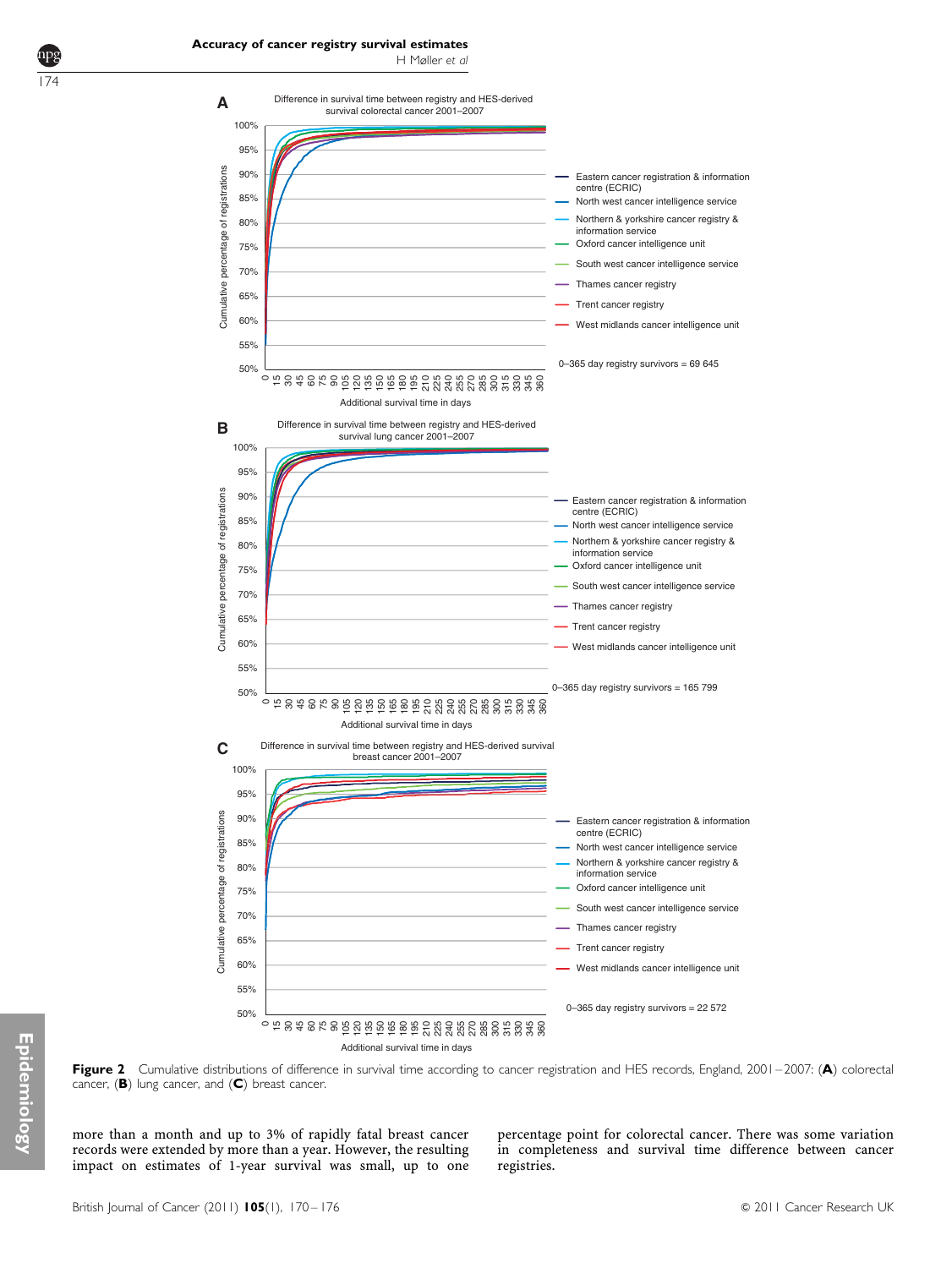**Figure 2** Cumulative distributions of difference in survival time according to cancer registration and HES records, England, 2001–2007: (**A**) colorectal cancer, (**B**) lung cancer, and (**C**) breast cancer.

more than a month and up to 3% of rapidly fatal breast cancer records were extended by more than a year. However, the resulting impact on estimates of 1-year survival was small, up to one percentage point for colorectal cancer. There was some variation in completeness and survival time difference between cancer registries.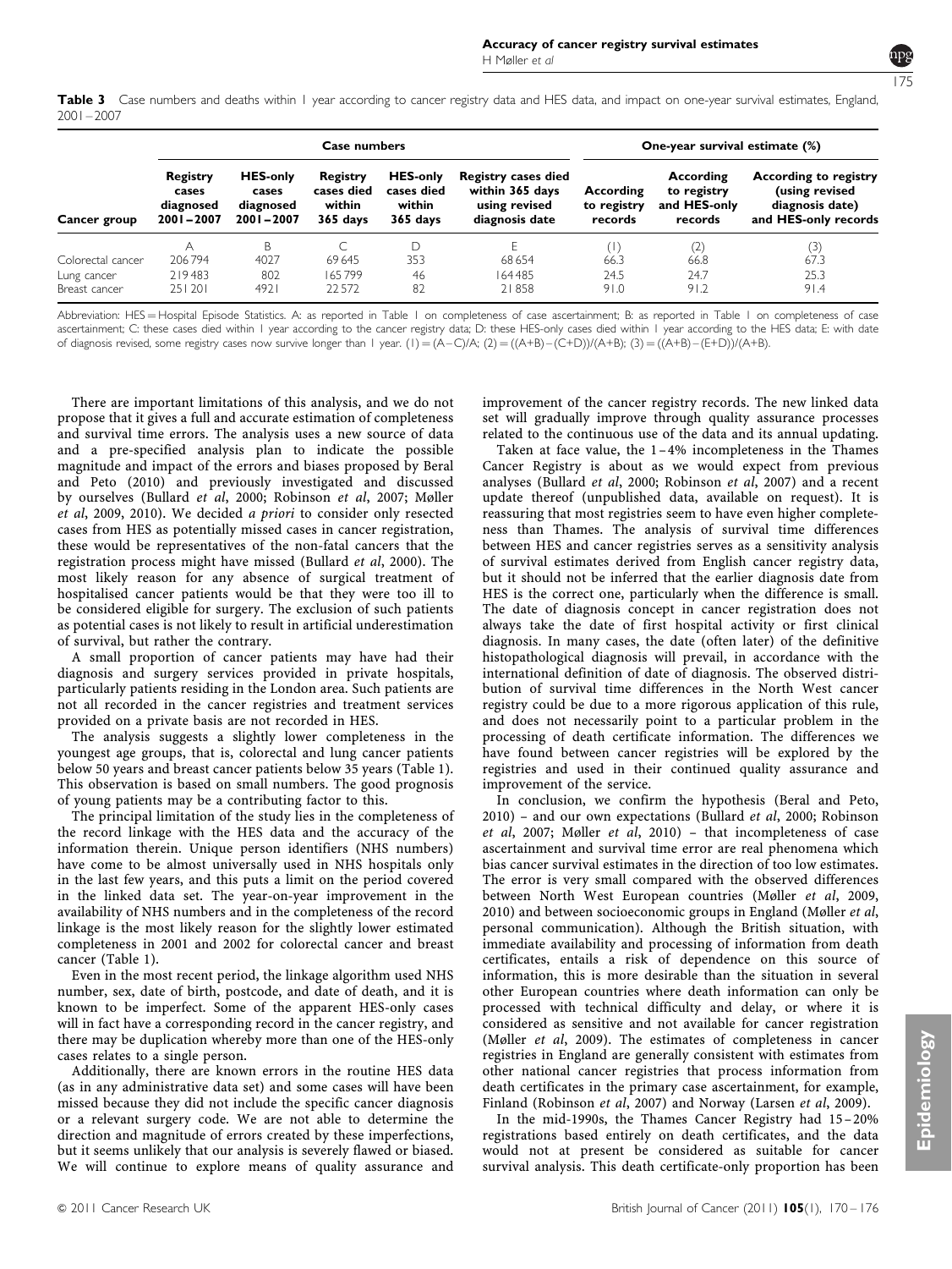**Table 3** Case numbers and deaths within 1 year according to cancer registry data and HES data, and impact on one-year survival estimates, England, 2001–2007

| | Case numbers | | | | | One-year survival estimate (%) | | |
|---|---|---|---|---|---|---|---|---|
| Cancer group | Registry cases diagnosed 2001–2007 | HES-only cases diagnosed 2001–2007 | Registry cases died within 365 days | HES-only cases died within 365 days | Registry cases died within 365 days using revised diagnosis date | According to registry records | According to registry and HES-only records | According to registry (using revised diagnosis date) and HES-only records |
| | A | B | C | D | E | (1) | (2) | (3) |
| Colorectal cancer | 206 794 | 4027 | 69 645 | 353 | 68 654 | 66.3 | 66.8 | 67.3 |
| Lung cancer | 219 483 | 802 | 165 799 | 46 | 164 485 | 24.5 | 24.7 | 25.3 |
| Breast cancer | 251 201 | 4921 | 22 572 | 82 | 21 858 | 91.0 | 91.2 | 91.4 |

Abbreviation: HES = Hospital Episode Statistics. A: as reported in Table 1 on completeness of case ascertainment; B: as reported in Table 1 on completeness of case ascertainment; C: these cases died within 1 year according to the cancer registry data; D: these HES-only cases died within 1 year according to the HES data; E: with date of diagnosis revised, some registry cases now survive longer than 1 year. (1) = (A–C)/A; (2) = ((A+B)–(C+D))/(A+B); (3) = ((A+B)–(E+D))/(A+B).

There are important limitations of this analysis, and we do not propose that it gives a full and accurate estimation of completeness and survival time errors. The analysis uses a new source of data and a pre-specified analysis plan to indicate the possible magnitude and impact of the errors and biases proposed by Beral and Peto (2010) and previously investigated and discussed by ourselves (Bullard *et al*, 2000; Robinson *et al*, 2007; Møller *et al*, 2009, 2010). We decided *a priori* to consider only resected cases from HES as potentially missed cases in cancer registration, these would be representatives of the non-fatal cancers that the registration process might have missed (Bullard *et al*, 2000). The most likely reason for any absence of surgical treatment of hospitalised cancer patients would be that they were too ill to be considered eligible for surgery. The exclusion of such patients as potential cases is not likely to result in artificial underestimation of survival, but rather the contrary.

A small proportion of cancer patients may have had their diagnosis and surgery services provided in private hospitals, particularly patients residing in the London area. Such patients are not all recorded in the cancer registries and treatment services provided on a private basis are not recorded in HES.

The analysis suggests a slightly lower completeness in the youngest age groups, that is, colorectal and lung cancer patients below 50 years and breast cancer patients below 35 years (Table 1). This observation is based on small numbers. The good prognosis of young patients may be a contributing factor to this.

The principal limitation of the study lies in the completeness of the record linkage with the HES data and the accuracy of the information therein. Unique person identifiers (NHS numbers) have come to be almost universally used in NHS hospitals only in the last few years, and this puts a limit on the period covered in the linked data set. The year-on-year improvement in the availability of NHS numbers and in the completeness of the record linkage is the most likely reason for the slightly lower estimated completeness in 2001 and 2002 for colorectal cancer and breast cancer (Table 1).

Even in the most recent period, the linkage algorithm used NHS number, sex, date of birth, postcode, and date of death, and it is known to be imperfect. Some of the apparent HES-only cases will in fact have a corresponding record in the cancer registry, and there may be duplication whereby more than one of the HES-only cases relates to a single person.

Additionally, there are known errors in the routine HES data (as in any administrative data set) and some cases will have been missed because they did not include the specific cancer diagnosis or a relevant surgery code. We are not able to determine the direction and magnitude of errors created by these imperfections, but it seems unlikely that our analysis is severely flawed or biased. We will continue to explore means of quality assurance and improvement of the cancer registry records. The new linked data set will gradually improve through quality assurance processes related to the continuous use of the data and its annual updating.

Taken at face value, the 1–4% incompleteness in the Thames Cancer Registry is about as we would expect from previous analyses (Bullard *et al*, 2000; Robinson *et al*, 2007) and a recent update thereof (unpublished data, available on request). It is reassuring that most registries seem to have even higher completeness than Thames. The analysis of survival time differences between HES and cancer registries serves as a sensitivity analysis of survival estimates derived from English cancer registry data, but it should not be inferred that the earlier diagnosis date from HES is the correct one, particularly when the difference is small. The date of diagnosis concept in cancer registration does not always take the date of first hospital activity or first clinical diagnosis. In many cases, the date (often later) of the definitive histopathological diagnosis will prevail, in accordance with the international definition of date of diagnosis. The observed distribution of survival time differences in the North West cancer registry could be due to a more rigorous application of this rule, and does not necessarily point to a particular problem in the processing of death certificate information. The differences we have found between cancer registries will be explored by the registries and used in their continued quality assurance and improvement of the service.

In conclusion, we confirm the hypothesis (Beral and Peto, 2010) – and our own expectations (Bullard *et al*, 2000; Robinson *et al*, 2007; Møller *et al*, 2010) – that incompleteness of case ascertainment and survival time error are real phenomena which bias cancer survival estimates in the direction of too low estimates. The error is very small compared with the observed differences between North West European countries (Møller *et al*, 2009, 2010) and between socioeconomic groups in England (Møller *et al*, personal communication). Although the British situation, with immediate availability and processing of information from death certificates, entails a risk of dependence on this source of information, this is more desirable than the situation in several other European countries where death information can only be processed with technical difficulty and delay, or where it is considered as sensitive and not available for cancer registration (Møller *et al*, 2009). The estimates of completeness in cancer registries in England are generally consistent with estimates from other national cancer registries that process information from death certificates in the primary case ascertainment, for example, Finland (Robinson *et al*, 2007) and Norway (Larsen *et al*, 2009).

In the mid-1990s, the Thames Cancer Registry had 15–20% registrations based entirely on death certificates, and the data would not at present be considered as suitable for cancer survival analysis. This death certificate-only proportion has been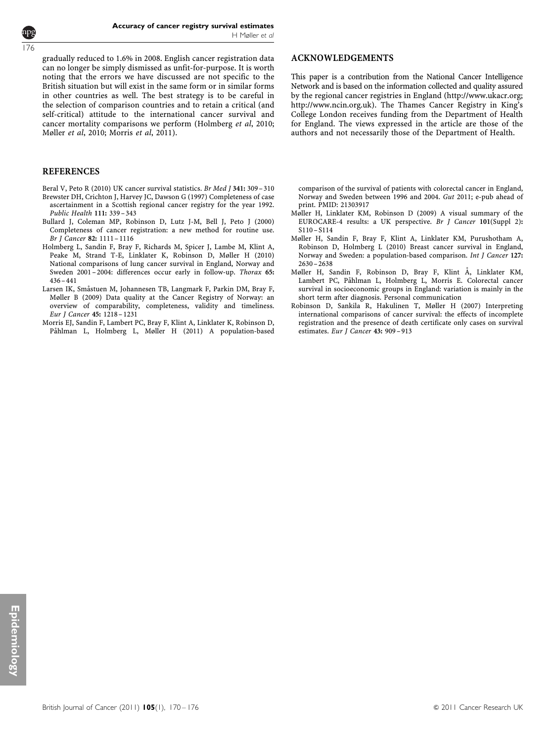gradually reduced to 1.6% in 2008. English cancer registration data can no longer be simply dismissed as unfit-for-purpose. It is worth noting that the errors we have discussed are not specific to the British situation but will exist in the same form or in similar forms in other countries as well. The best strategy is to be careful in the selection of comparison countries and to retain a critical (and self-critical) attitude to the international cancer survival and cancer mortality comparisons we perform (Holmberg *et al*, 2010; Møller *et al*, 2010; Morris *et al*, 2011).

## ACKNOWLEDGEMENTS

This paper is a contribution from the National Cancer Intelligence Network and is based on the information collected and quality assured by the regional cancer registries in England (http://www.ukacr.org; http://www.ncin.org.uk). The Thames Cancer Registry in King's College London receives funding from the Department of Health for England. The views expressed in the article are those of the authors and not necessarily those of the Department of Health.

## REFERENCES

Beral V, Peto R (2010) UK cancer survival statistics. *Br Med J* **341:** 309–310

Brewster DH, Crichton J, Harvey JC, Dawson G (1997) Completeness of case ascertainment in a Scottish regional cancer registry for the year 1992. *Public Health* **111:** 339–343

Bullard J, Coleman MP, Robinson D, Lutz J-M, Bell J, Peto J (2000) Completeness of cancer registration: a new method for routine use. *Br J Cancer* **82:** 1111–1116

Holmberg L, Sandin F, Bray F, Richards M, Spicer J, Lambe M, Klint A, Peake M, Strand T-E, Linklater K, Robinson D, Møller H (2010) National comparisons of lung cancer survival in England, Norway and Sweden 2001–2004: differences occur early in follow-up. *Thorax* **65:** 436–441

Larsen IK, Småstuen M, Johannesen TB, Langmark F, Parkin DM, Bray F, Møller B (2009) Data quality at the Cancer Registry of Norway: an overview of comparability, completeness, validity and timeliness. *Eur J Cancer* **45:** 1218–1231

Morris EJ, Sandin F, Lambert PC, Bray F, Klint A, Linklater K, Robinson D, Påhlman L, Holmberg L, Møller H (2011) A population-based comparison of the survival of patients with colorectal cancer in England, Norway and Sweden between 1996 and 2004. *Gut* 2011; e-pub ahead of print. PMID: 21303917

Møller H, Linklater KM, Robinson D (2009) A visual summary of the EUROCARE-4 results: a UK perspective. *Br J Cancer* **101**(Suppl 2)**:** S110–S114

Møller H, Sandin F, Bray F, Klint A, Linklater KM, Purushotham A, Robinson D, Holmberg L (2010) Breast cancer survival in England, Norway and Sweden: a population-based comparison. *Int J Cancer* **127:** 2630–2638

Møller H, Sandin F, Robinson D, Bray F, Klint Å, Linklater KM, Lambert PC, Påhlman L, Holmberg L, Morris E. Colorectal cancer survival in socioeconomic groups in England: variation is mainly in the short term after diagnosis. Personal communication

Robinson D, Sankila R, Hakulinen T, Møller H (2007) Interpreting international comparisons of cancer survival: the effects of incomplete registration and the presence of death certificate only cases on survival estimates. *Eur J Cancer* **43:** 909–913